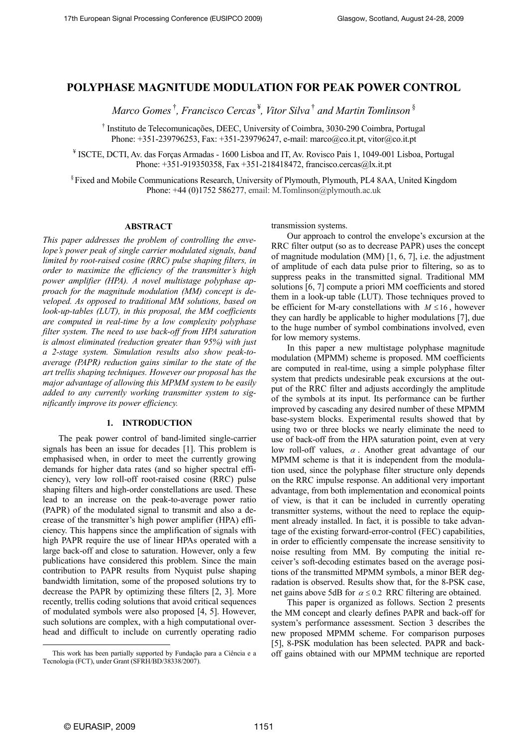# POLYPHASE MAGNITUDE MODULATION FOR PEAK POWER CONTROL

*Marco Gomes* [†], *Francisco Cercas* [¥], *Vitor Silva* [†] *and Martin Tomlinson* [§]

[†] Instituto de Telecomunicações, DEEC, University of Coimbra, 3030-290 Coimbra, Portugal
Phone: +351-239796253, Fax: +351-239796247, e-mail: marco@co.it.pt, vitor@co.it.pt

[¥] ISCTE, DCTI, Av. das Forças Armadas - 1600 Lisboa and IT, Av. Rovisco Pais 1, 1049-001 Lisboa, Portugal
Phone: +351-919350358, Fax +351-218418472, francisco.cercas@lx.it.pt

[§] Fixed and Mobile Communications Research, University of Plymouth, Plymouth, PL4 8AA, United Kingdom
Phone: +44 (0)1752 586277, email: M.Tomlinson@plymouth.ac.uk

## ABSTRACT

*This paper addresses the problem of controlling the envelope's power peak of single carrier modulated signals, band limited by root-raised cosine (RRC) pulse shaping filters, in order to maximize the efficiency of the transmitter's high power amplifier (HPA). A novel multistage polyphase approach for the magnitude modulation (MM) concept is developed. As opposed to traditional MM solutions, based on look-up-tables (LUT), in this proposal, the MM coefficients are computed in real-time by a low complexity polyphase filter system. The need to use back-off from HPA saturation is almost eliminated (reduction greater than 95%) with just a 2-stage system. Simulation results also show peak-to-average (PAPR) reduction gains similar to the state of the art trellis shaping techniques. However our proposal has the major advantage of allowing this MPMM system to be easily added to any currently working transmitter system to significantly improve its power efficiency.*

## 1. INTRODUCTION

The peak power control of band-limited single-carrier signals has been an issue for decades [1]. This problem is emphasised when, in order to meet the currently growing demands for higher data rates (and so higher spectral efficiency), very low roll-off root-raised cosine (RRC) pulse shaping filters and high-order constellations are used. These lead to an increase on the peak-to-average power ratio (PAPR) of the modulated signal to transmit and also a decrease of the transmitter's high power amplifier (HPA) efficiency. This happens since the amplification of signals with high PAPR require the use of linear HPAs operated with a large back-off and close to saturation. However, only a few publications have considered this problem. Since the main contribution to PAPR results from Nyquist pulse shaping bandwidth limitation, some of the proposed solutions try to decrease the PAPR by optimizing these filters [2, 3]. More recently, trellis coding solutions that avoid critical sequences of modulated symbols were also proposed [4, 5]. However, such solutions are complex, with a high computational overhead and difficult to include on currently operating radio transmission systems.

Our approach to control the envelope's excursion at the RRC filter output (so as to decrease PAPR) uses the concept of magnitude modulation (MM) [1, 6, 7], i.e. the adjustment of amplitude of each data pulse prior to filtering, so as to suppress peaks in the transmitted signal. Traditional MM solutions [6, 7] compute a priori MM coefficients and stored them in a look-up table (LUT). Those techniques proved to be efficient for M-ary constellations with $M \leq 16$, however they can hardly be applicable to higher modulations [7], due to the huge number of symbol combinations involved, even for low memory systems.

In this paper a new multistage polyphase magnitude modulation (MPMM) scheme is proposed. MM coefficients are computed in real-time, using a simple polyphase filter system that predicts undesirable peak excursions at the output of the RRC filter and adjusts accordingly the amplitude of the symbols at its input. Its performance can be further improved by cascading any desired number of these MPMM base-system blocks. Experimental results showed that by using two or three blocks we nearly eliminate the need to use of back-off from the HPA saturation point, even at very low roll-off values, $\alpha$. Another great advantage of our MPMM scheme is that it is independent from the modulation used, since the polyphase filter structure only depends on the RRC impulse response. An additional very important advantage, from both implementation and economical points of view, is that it can be included in currently operating transmitter systems, without the need to replace the equipment already installed. In fact, it is possible to take advantage of the existing forward-error-control (FEC) capabilities, in order to efficiently compensate the increase sensitivity to noise resulting from MM. By computing the initial receiver's soft-decoding estimates based on the average positions of the transmitted MPMM symbols, a minor BER degradation is observed. Results show that, for the 8-PSK case, net gains above 5dB for $\alpha \leq 0.2$ RRC filtering are obtained.

This paper is organized as follows. Section 2 presents the MM concept and clearly defines PAPR and back-off for system's performance assessment. Section 3 describes the new proposed MPMM scheme. For comparison purposes [5], 8-PSK modulation has been selected. PAPR and back-off gains obtained with our MPMM technique are reported

---

This work has been partially supported by Fundação para a Ciência e a Tecnologia (FCT), under Grant (SFRH/BD/38338/2007).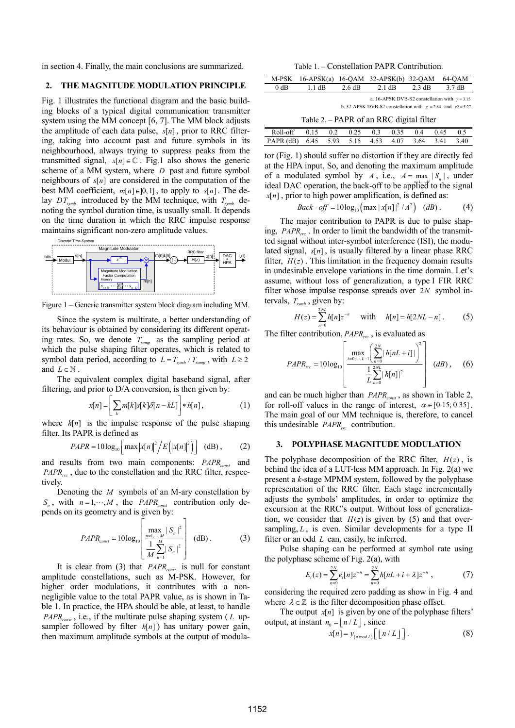in section 4. Finally, the main conclusions are summarized.

## 2. THE MAGNITUDE MODULATION PRINCIPLE

Fig. 1 illustrates the functional diagram and the basic building blocks of a typical digital communication transmitter system using the MM concept [6, 7]. The MM block adjusts the amplitude of each data pulse, $s[n]$, prior to RRC filtering, taking into account past and future symbols in its neighbourhood, always trying to suppress peaks from the transmitted signal, $x[n] \in \mathbb{C}$. Fig.1 also shows the generic scheme of a MM system, where $D$ past and future symbol neighbours of $s[n]$ are considered in the computation of the best MM coefficient, $m[n] \in ]0,1]$, to apply to $s[n]$. The delay $DT_{symb}$ introduced by the MM technique, with $T_{symb}$ denoting the symbol duration time, is usually small. It depends on the time duration in which the RRC impulse response maintains significant non-zero amplitude values.

Figure 1 – Generic transmitter system block diagram including MM.

Since the system is multirate, a better understanding of its behaviour is obtained by considering its different operating rates. So, we denote $T_{samp}$ as the sampling period at which the pulse shaping filter operates, which is related to symbol data period, according to $L = T_{symb} / T_{samp}$, with $L \geq 2$ and $L \in \mathbb{N}$.

The equivalent complex digital baseband signal, after filtering, and prior to D/A conversion, is then given by:

$$x[n] = \left[ \sum_k m[k] s[k] \delta[n - kL] \right] * h[n], \qquad (1)$$

where $h[n]$ is the impulse response of the pulse shaping filter. Its PAPR is defined as

$$PAPR = 10\log_{10}\left[ \max\left|x[n]\right|^2 \Big/ E\left(\left|x[n]\right|^2\right) \right] \quad \text{(dB)}, \qquad (2)$$

and results from two main components: $PAPR_{const}$ and $PAPR_{rrc}$, due to the constellation and the RRC filter, respectively.

Denoting the $M$ symbols of an M-ary constellation by $S_n$, with $n = 1, \cdots, M$, the $PAPR_{const}$ contribution only depends on its geometry and is given by:

$$PAPR_{const} = 10\log_{10}\left[ \frac{\max\limits_{n=1,\cdots,M} |S_n|^2}{\frac{1}{M}\sum\limits_{n=1}^{M} |S_n|^2} \right] \quad \text{(dB)}. \qquad (3)$$

It is clear from (3) that $PAPR_{const}$ is null for constant amplitude constellations, such as M-PSK. However, for higher order modulations, it contributes with a non-negligible value to the total PAPR value, as is shown in Table 1. In practice, the HPA should be able, at least, to handle $PAPR_{const}$, i.e., if the multirate pulse shaping system ($L$ upsampler followed by filter $h[n]$) has unitary power gain, then maximum amplitude symbols at the output of modulator (Fig. 1) should suffer no distortion if they are directly fed at the HPA input. So, and denoting the maximum amplitude of a modulated symbol by $A$, i.e., $A = \max\limits_{n=1,\cdots,M} |S_n|$, under ideal DAC operation, the back-off to be applied to the signal $x[n]$, prior to high power amplification, is defined as:

$$Back\text{-}off = 10\log_{10}\left(\max |x[n]|^2 / A^2\right) \quad (dB). \qquad (4)$$

Table 1. – Constellation PAPR Contribution.

| M-PSK | 16-APSK(a) | 16-QAM | 32-APSK(b) | 32-QAM | 64-QAM |
|---|---|---|---|---|---|
| 0 dB | 1.1 dB | 2.6 dB | 2.1 dB | 2.3 dB | 3.7 dB |

a. 16-APSK DVB-S2 constellation with $\gamma = 3.15$

b. 32-APSK DVB-S2 constellation with $\gamma_1 = 2.84$ and $\gamma_2 = 5.27$

Table 2. – PAPR of an RRC digital filter

| Roll-off | 0.15 | 0.2 | 0.25 | 0.3 | 0.35 | 0.4 | 0.45 | 0.5 |
|---|---|---|---|---|---|---|---|---|
| PAPR (dB) | 6.45 | 5.93 | 5.15 | 4.53 | 4.07 | 3.64 | 3.41 | 3.40 |

The major contribution to PAPR is due to pulse shaping, $PAPR_{rrc}$. In order to limit the bandwidth of the transmitted signal without inter-symbol interference (ISI), the modulated signal, $s[n]$, is usually filtered by a linear phase RRC filter, $H(z)$. This limitation in the frequency domain results in undesirable envelope variations in the time domain. Let's assume, without loss of generalization, a type I FIR RRC filter whose impulse response spreads over $2N$ symbol intervals, $T_{symb}$, given by:

$$H(z) = \sum_{n=0}^{2NL} h[n] z^{-n} \quad \text{with} \quad h[n] = h[2NL - n]. \qquad (5)$$

The filter contribution, $PAPR_{rrc}$, is evaluated as

$$PAPR_{rrc} = 10\log_{10}\left[ \frac{\max\limits_{i=0,\cdots,L-1}\left(\sum\limits_{n=0}^{2N} |h[nL+i]|\right)^2}{\frac{1}{L}\sum\limits_{n=0}^{2NL} |h[n]|^2} \right] \quad (dB), \qquad (6)$$

and can be much higher than $PAPR_{const}$, as shown in Table 2, for roll-off values in the range of interest, $\alpha \in [0.15; 0.35]$. The main goal of our MM technique is, therefore, to cancel this undesirable $PAPR_{rrc}$ contribution.

## 3. POLYPHASE MAGNITUDE MODULATION

The polyphase decomposition of the RRC filter, $H(z)$, is behind the idea of a LUT-less MM approach. In Fig. 2(a) we present a $k$-stage MPMM system, followed by the polyphase representation of the RRC filter. Each stage incrementally adjusts the symbols' amplitudes, in order to optimize the excursion at the RRC's output. Without loss of generalization, we consider that $H(z)$ is given by (5) and that oversampling, $L$, is even. Similar developments for a type II filter or an odd $L$ can, easily, be inferred.

Pulse shaping can be performed at symbol rate using the polyphase scheme of Fig. 2(a), with

$$E_i(z) = \sum_{n=0}^{2N} e_i[n] z^{-n} = \sum_{n=0}^{2N} h[nL + i + \lambda] z^{-n}, \qquad (7)$$

considering the required zero padding as show in Fig. 4 and where $\lambda \in \mathbb{Z}$ is the filter decomposition phase offset.

The output $x[n]$ is given by one of the polyphase filters' output, at instant $n_0 = \lfloor n / L \rfloor$, since

$$x[n] = y_{(n \bmod L)}\left[\lfloor n / L \rfloor\right]. \qquad (8)$$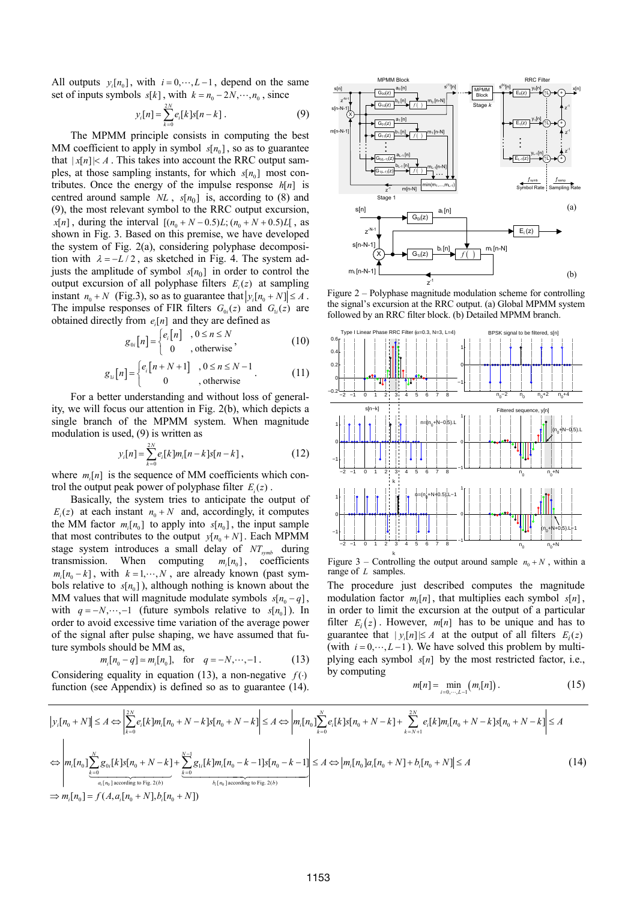All outputs $y_i[n_0]$, with $i = 0, \cdots, L-1$, depend on the same set of inputs symbols $s[k]$, with $k = n_0 - 2N, \cdots, n_0$, since

$$y_i[n] = \sum_{k=0}^{2N} e_i[k] s[n-k]. \qquad (9)$$

The MPMM principle consists in computing the best MM coefficient to apply in symbol $s[n_0]$, so as to guarantee that $|x[n]| < A$. This takes into account the RRC output samples, at those sampling instants, for which $s[n_0]$ most contributes. Once the energy of the impulse response $h[n]$ is centred around sample $NL$, $s[n_0]$ is, according to (8) and (9), the most relevant symbol to the RRC output excursion, $x[n]$, during the interval $[(n_0 + N - 0.5)L; (n_0 + N + 0.5)L[$, as shown in Fig. 3. Based on this premise, we have developed the system of Fig. 2(a), considering polyphase decomposition with $\lambda = -L/2$, as sketched in Fig. 4. The system adjusts the amplitude of symbol $s[n_0]$ in order to control the output excursion of all polyphase filters $E_i(z)$ at sampling instant $n_0 + N$ (Fig.3), so as to guarantee that $|y_i[n_0 + N]| \le A$. The impulse responses of FIR filters $G_{0i}(z)$ and $G_{1i}(z)$ are obtained directly from $e_i[n]$ and they are defined as

$$g_{0i}[n] = \begin{cases} e_i[n] & , 0 \le n \le N \\ 0 & , \text{otherwise} \end{cases}, \qquad (10)$$

$$g_{1i}[n] = \begin{cases} e_i[n + N + 1] & , 0 \le n \le N - 1 \\ 0 & , \text{otherwise} \end{cases}. \qquad (11)$$

For a better understanding and without loss of generality, we will focus our attention in Fig. 2(b), which depicts a single branch of the MPMM system. When magnitude modulation is used, (9) is written as

$$y_i[n] = \sum_{k=0}^{2N} e_i[k] m_i[n-k] s[n-k], \qquad (12)$$

where $m_i[n]$ is the sequence of MM coefficients which control the output peak power of polyphase filter $E_i(z)$.

Basically, the system tries to anticipate the output of $E_i(z)$ at each instant $n_0 + N$ and, accordingly, it computes the MM factor $m_i[n_0]$ to apply into $s[n_0]$, the input sample that most contributes to the output $y[n_0 + N]$. Each MPMM stage system introduces a small delay of $NT_{symb}$ during transmission. When computing $m_i[n_0]$, coefficients $m_i[n_0 - k]$, with $k = 1, \cdots, N$, are already known (past symbols relative to $s[n_0]$), although nothing is known about the MM values that will magnitude modulate symbols $s[n_0 - q]$, with $q = -N, \cdots, -1$ (future symbols relative to $s[n_0]$). In order to avoid excessive time variation of the average power of the signal after pulse shaping, we have assumed that future symbols should be MM as,

$$m_i[n_0 - q] = m_i[n_0], \quad \text{for} \quad q = -N, \cdots, -1. \qquad (13)$$

Considering equality in equation (13), a non-negative $f(\cdot)$ function (see Appendix) is defined so as to guarantee (14).

Figure 2 – Polyphase magnitude modulation scheme for controlling the signal's excursion at the RRC output. (a) Global MPMM system followed by an RRC filter block. (b) Detailed MPMM branch.

Figure 3 – Controlling the output around sample $n_0 + N$, within a range of $L$ samples.

The procedure just described computes the magnitude modulation factor $m_i[n]$, that multiplies each symbol $s[n]$, in order to limit the excursion at the output of a particular filter $E_i(z)$. However, $m[n]$ has to be unique and has to guarantee that $|y_i[n]| \le A$ at the output of all filters $E_i(z)$ (with $i = 0, \cdots, L-1$). We have solved this problem by multiplying each symbol $s[n]$ by the most restricted factor, i.e., by computing

$$m[n] = \min_{i=0,\cdots,L-1} \left( m_i[n] \right). \qquad (15)$$

$$\begin{aligned}
&|y_i[n_0 + N]| \le A \Leftrightarrow \left| \sum_{k=0}^{2N} e_i[k] m_i[n_0 + N - k] s[n_0 + N - k] \right| \le A \Leftrightarrow \left| m_i[n_0] \sum_{k=0}^{N} e_i[k] s[n_0 + N - k] + \sum_{k=N+1}^{2N} e_i[k] m_i[n_0 + N - k] s[n_0 + N - k] \right| \le A \\
&\Leftrightarrow \left| m_i[n_0] \underbrace{\sum_{k=0}^{N} g_{0i}[k] s[n_0 + N - k]}_{a_i[n_0] \text{ according to Fig. 2(b)}} + \underbrace{\sum_{k=0}^{N-1} g_{1i}[k] m_i[n_0 - k - 1] s[n_0 - k - 1]}_{b_i[n_0] \text{ according to Fig. 2(b)}} \right| \le A \Leftrightarrow |m_i[n_0] a_i[n_0 + N] + b_i[n_0 + N]| \le A \\
&\Rightarrow m_i[n_0] = f(A, a_i[n_0 + N], b_i[n_0 + N])
\end{aligned} \qquad (14)$$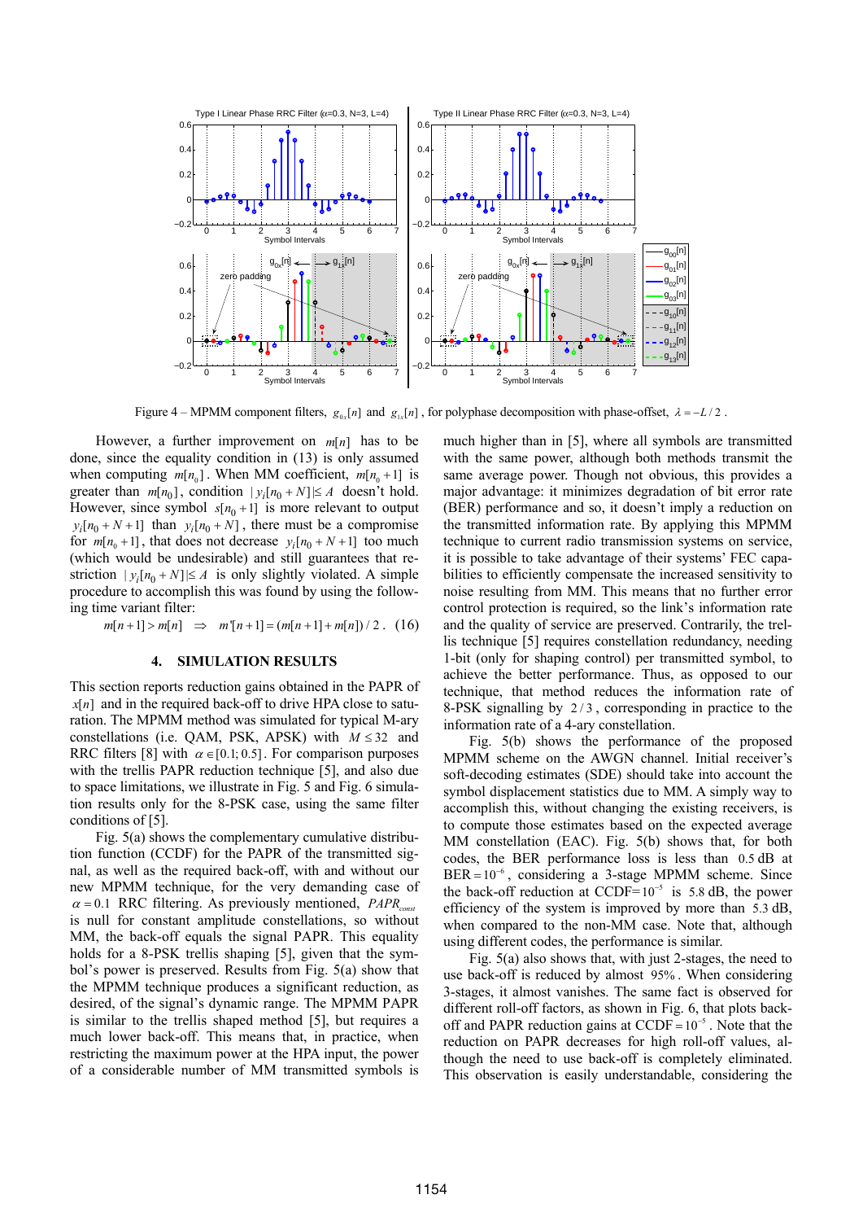Figure 4 – MPMM component filters, $g_{0x}[n]$ and $g_{1x}[n]$, for polyphase decomposition with phase-offset, $\lambda = -L/2$.

However, a further improvement on $m[n]$ has to be done, since the equality condition in (13) is only assumed when computing $m[n_0]$. When MM coefficient, $m[n_0+1]$ is greater than $m[n_0]$, condition $|y_i[n_0+N]| \le A$ doesn't hold. However, since symbol $s[n_0+1]$ is more relevant to output $y_i[n_0+N+1]$ than $y_i[n_0+N]$, there must be a compromise for $m[n_0+1]$, that does not decrease $y_i[n_0+N+1]$ too much (which would be undesirable) and still guarantees that restriction $|y_i[n_0+N]| \le A$ is only slightly violated. A simple procedure to accomplish this was found by using the following time variant filter:

$$m[n+1] > m[n] \quad \Rightarrow \quad m'[n+1] = (m[n+1] + m[n])/2\,. \quad (16)$$

## 4. SIMULATION RESULTS

This section reports reduction gains obtained in the PAPR of $x[n]$ and in the required back-off to drive HPA close to saturation. The MPMM method was simulated for typical M-ary constellations (i.e. QAM, PSK, APSK) with $M \le 32$ and RRC filters [8] with $\alpha \in [0.1; 0.5]$. For comparison purposes with the trellis PAPR reduction technique [5], and also due to space limitations, we illustrate in Fig. 5 and Fig. 6 simulation results only for the 8-PSK case, using the same filter conditions of [5].

Fig. 5(a) shows the complementary cumulative distribution function (CCDF) for the PAPR of the transmitted signal, as well as the required back-off, with and without our new MPMM technique, for the very demanding case of $\alpha = 0.1$ RRC filtering. As previously mentioned, $PAPR_{const}$ is null for constant amplitude constellations, so without MM, the back-off equals the signal PAPR. This equality holds for a 8-PSK trellis shaping [5], given that the symbol's power is preserved. Results from Fig. 5(a) show that the MPMM technique produces a significant reduction, as desired, of the signal's dynamic range. The MPMM PAPR is similar to the trellis shaped method [5], but requires a much lower back-off. This means that, in practice, when restricting the maximum power at the HPA input, the power of a considerable number of MM transmitted symbols is much higher than in [5], where all symbols are transmitted with the same power, although both methods transmit the same average power. Though not obvious, this provides a major advantage: it minimizes degradation of bit error rate (BER) performance and so, it doesn't imply a reduction on the transmitted information rate. By applying this MPMM technique to current radio transmission systems on service, it is possible to take advantage of their systems' FEC capabilities to efficiently compensate the increased sensitivity to noise resulting from MM. This means that no further error control protection is required, so the link's information rate and the quality of service are preserved. Contrarily, the trellis technique [5] requires constellation redundancy, needing 1-bit (only for shaping control) per transmitted symbol, to achieve the better performance. Thus, as opposed to our technique, that method reduces the information rate of 8-PSK signalling by $2/3$, corresponding in practice to the information rate of a 4-ary constellation.

Fig. 5(b) shows the performance of the proposed MPMM scheme on the AWGN channel. Initial receiver's soft-decoding estimates (SDE) should take into account the symbol displacement statistics due to MM. A simply way to accomplish this, without changing the existing receivers, is to compute those estimates based on the expected average MM constellation (EAC). Fig. 5(b) shows that, for both codes, the BER performance loss is less than 0.5 dB at $\text{BER} = 10^{-6}$, considering a 3-stage MPMM scheme. Since the back-off reduction at $\text{CCDF}=10^{-5}$ is 5.8 dB, the power efficiency of the system is improved by more than 5.3 dB, when compared to the non-MM case. Note that, although using different codes, the performance is similar.

Fig. 5(a) also shows that, with just 2-stages, the need to use back-off is reduced by almost 95%. When considering 3-stages, it almost vanishes. The same fact is observed for different roll-off factors, as shown in Fig. 6, that plots back-off and PAPR reduction gains at $\text{CCDF} = 10^{-5}$. Note that the reduction on PAPR decreases for high roll-off values, although the need to use back-off is completely eliminated. This observation is easily understandable, considering the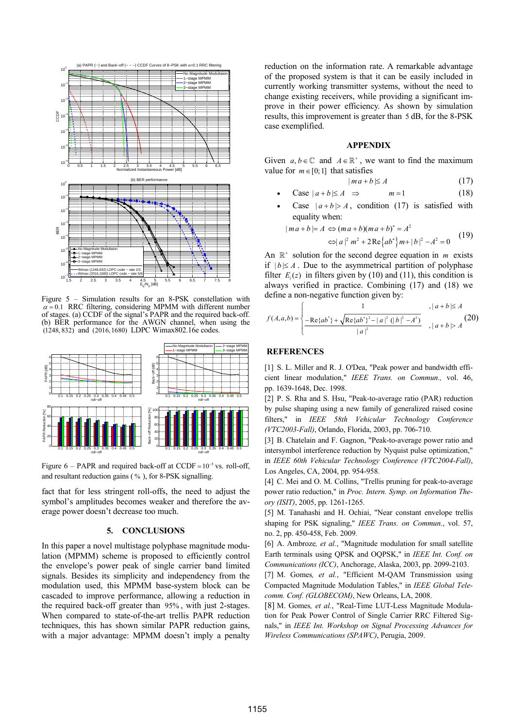(a) PAPR (—) and Back–off (– – –) CCDF Curves of 8–PSK with α=0.1 RRC filtering

No Magnitude Modultaion
1–stage MPMM
2–stage MPMM
3–stage MPMM

CCDF

Normalized Instantaneous Power [dB]

(b) BER performance

No Magnitude Modultaion
1–stage MPMM
2–stage MPMM
3–stage MPMM
Wimax (1248,832) LDPC code – rate 2/3
Wimax (2016,1680) LDPC code – rate 5/6

BER

$E_b/N_0$ [dB]

Figure 5 – Simulation results for an 8-PSK constellation with $\alpha = 0.1$ RRC filtering, considering MPMM with different number of stages. (a) CCDF of the signal's PAPR and the required back-off. (b) BER performance for the AWGN channel, when using the $(1248, 832)$ and $(2016, 1680)$ LDPC Wimax802.16e codes.

No Magnitude Modultaion
1–stage MPMM
2–stage MPMM
3–stage MPMM

PAPR [dB]
Back–off [dB]
PAPR Reduction [%]
Back–off Reduction [%]
roll–off

Figure 6 – PAPR and required back-off at $\text{CCDF} = 10^{-5}$ vs. roll-off, and resultant reduction gains (%), for 8-PSK signalling.

fact that for less stringent roll-offs, the need to adjust the symbol's amplitudes becomes weaker and therefore the average power doesn't decrease too much.

## 5. CONCLUSIONS

In this paper a novel multistage polyphase magnitude modulation (MPMM) scheme is proposed to efficiently control the envelope's power peak of single carrier band limited signals. Besides its simplicity and independency from the modulation used, this MPMM base-system block can be cascaded to improve performance, allowing a reduction in the required back-off greater than 95%, with just 2-stages. When compared to state-of-the-art trellis PAPR reduction techniques, this has shown similar PAPR reduction gains, with a major advantage: MPMM doesn't imply a penalty reduction on the information rate. A remarkable advantage of the proposed system is that it can be easily included in currently working transmitter systems, without the need to change existing receivers, while providing a significant improve in their power efficiency. As shown by simulation results, this improvement is greater than 5 dB, for the 8-PSK case exemplified.

## APPENDIX

Given $a, b \in \mathbb{C}$ and $A \in \mathbb{R}^+$, we want to find the maximum value for $m \in [0;1]$ that satisfies

$$|m\,a + b| \leq A \tag{17}$$

- Case $|a+b| \leq A \;\Rightarrow\; m = 1$ (18)
- Case $|a+b| > A$, condition (17) is satisfied with equality when:

$$\begin{aligned} |m\,a+b| = A &\Leftrightarrow (m\,a+b)(m\,a+b)^* = A^2 \\ &\Leftrightarrow |a|^2\, m^2 + 2\,\mathrm{Re}\{ab^*\}\,m + |b|^2 - A^2 = 0 \end{aligned} \tag{19}$$

An $\mathbb{R}^+$ solution for the second degree equation in $m$ exists if $|b| \leq A$. Due to the asymmetrical partition of polyphase filter $E_i(z)$ in filters given by (10) and (11), this condition is always verified in practice. Combining (17) and (18) we define a non-negative function given by:

$$f(A,a,b) = \begin{cases} 1 & , |a+b| \leq A \\ \dfrac{-\mathrm{Re}\{ab^*\} + \sqrt{\mathrm{Re}\{ab^*\}^2 - |a|^2\,(|b|^2 - A^2)}}{|a|^2} & , |a+b| > A \end{cases} \tag{20}$$

## REFERENCES

[1] S. L. Miller and R. J. O'Dea, "Peak power and bandwidth efficient linear modulation," *IEEE Trans. on Commun.,* vol. 46, pp. 1639-1648, Dec. 1998.

[2] P. S. Rha and S. Hsu, "Peak-to-average ratio (PAR) reduction by pulse shaping using a new family of generalized raised cosine filters," in *IEEE 58th Vehicular Technology Conference (VTC2003-Fall)*, Orlando, Florida, 2003, pp. 706-710.

[3] B. Chatelain and F. Gagnon, "Peak-to-average power ratio and intersymbol interference reduction by Nyquist pulse optimization," in *IEEE 60th Vehicular Technology Conference (VTC2004-Fall)*, Los Angeles, CA, 2004, pp. 954-958.

[4] C. Mei and O. M. Collins, "Trellis pruning for peak-to-average power ratio reduction," in *Proc. Intern. Symp. on Information Theory (ISIT)*, 2005, pp. 1261-1265.

[5] M. Tanahashi and H. Ochiai, "Near constant envelope trellis shaping for PSK signaling," *IEEE Trans. on Commun.*, vol. 57, no. 2, pp. 450-458, Feb. 2009.

[6] A. Ambroze*, et al.*, "Magnitude modulation for small satellite Earth terminals using QPSK and OQPSK," in *IEEE Int. Conf. on Communications (ICC)*, Anchorage, Alaska, 2003, pp. 2099-2103.

[7] M. Gomes*, et al.*, "Efficient M-QAM Transmission using Compacted Magnitude Modulation Tables," in *IEEE Global Telecomm. Conf. (GLOBECOM)*, New Orleans, LA, 2008.

[8] M. Gomes*, et al.*, "Real-Time LUT-Less Magnitude Modulation for Peak Power Control of Single Carrier RRC Filtered Signals," in *IEEE Int. Workshop on Signal Processing Advances for Wireless Communications (SPAWC)*, Perugia, 2009.